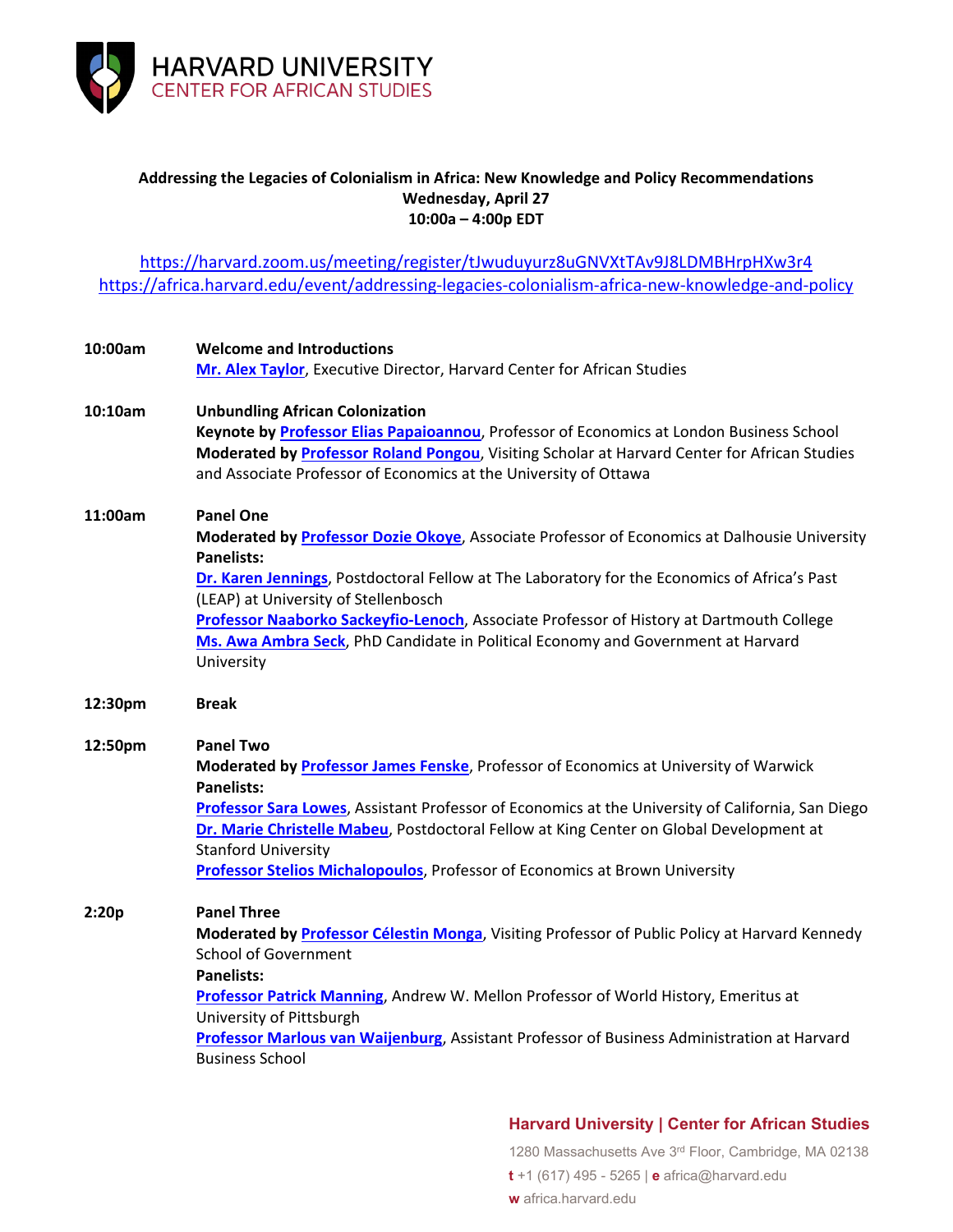# HARVARD UNIVERSITY
## CENTER FOR AFRICAN STUDIES

**Addressing the Legacies of Colonialism in Africa: New Knowledge and Policy Recommendations**
**Wednesday, April 27**
**10:00a – 4:00p EDT**

https://harvard.zoom.us/meeting/register/tJwuduyurz8uGNVXtTAv9J8LDMBHrpHXw3r4
https://africa.harvard.edu/event/addressing-legacies-colonialism-africa-new-knowledge-and-policy

**10:00am** **Welcome and Introductions**
Mr. Alex Taylor, Executive Director, Harvard Center for African Studies

**10:10am** **Unbundling African Colonization**
**Keynote by** Professor Elias Papaioannou, Professor of Economics at London Business School
**Moderated by** Professor Roland Pongou, Visiting Scholar at Harvard Center for African Studies and Associate Professor of Economics at the University of Ottawa

**11:00am** **Panel One**
**Moderated by** Professor Dozie Okoye, Associate Professor of Economics at Dalhousie University
**Panelists:**
Dr. Karen Jennings, Postdoctoral Fellow at The Laboratory for the Economics of Africa's Past (LEAP) at University of Stellenbosch
Professor Naaborko Sackeyfio-Lenoch, Associate Professor of History at Dartmouth College
Ms. Awa Ambra Seck, PhD Candidate in Political Economy and Government at Harvard University

**12:30pm** **Break**

**12:50pm** **Panel Two**
**Moderated by** Professor James Fenske, Professor of Economics at University of Warwick
**Panelists:**
Professor Sara Lowes, Assistant Professor of Economics at the University of California, San Diego
Dr. Marie Christelle Mabeu, Postdoctoral Fellow at King Center on Global Development at Stanford University
Professor Stelios Michalopoulos, Professor of Economics at Brown University

**2:20p** **Panel Three**
**Moderated by** Professor Célestin Monga, Visiting Professor of Public Policy at Harvard Kennedy School of Government
**Panelists:**
Professor Patrick Manning, Andrew W. Mellon Professor of World History, Emeritus at University of Pittsburgh
Professor Marlous van Waijenburg, Assistant Professor of Business Administration at Harvard Business School

**Harvard University | Center for African Studies**
1280 Massachusetts Ave 3rd Floor, Cambridge, MA 02138
**t** +1 (617) 495 - 5265 | **e** africa@harvard.edu
**w** africa.harvard.edu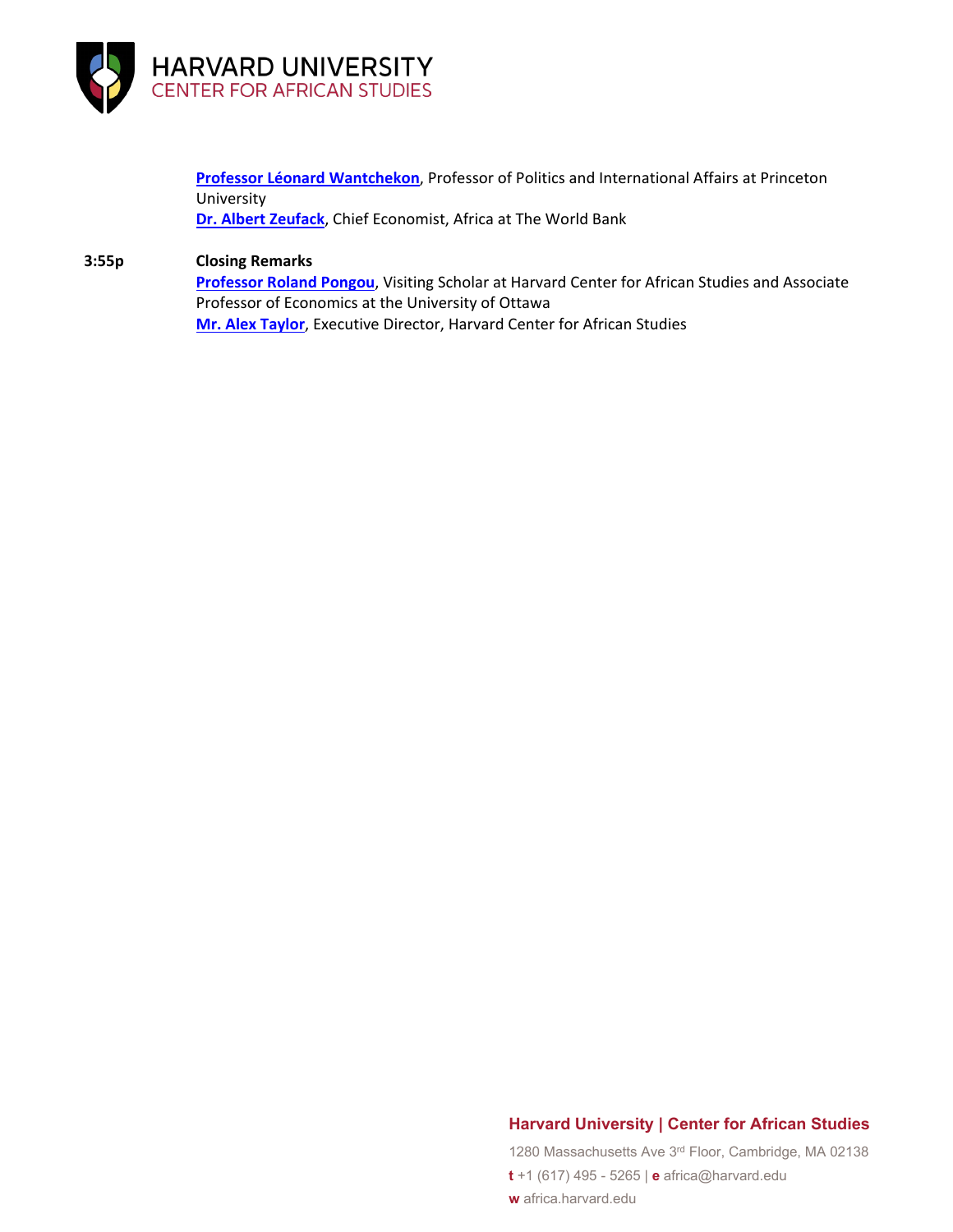**Professor Léonard Wantchekon**, Professor of Politics and International Affairs at Princeton University
**Dr. Albert Zeufack**, Chief Economist, Africa at The World Bank

**3:55p** **Closing Remarks**
**Professor Roland Pongou**, Visiting Scholar at Harvard Center for African Studies and Associate Professor of Economics at the University of Ottawa
**Mr. Alex Taylor**, Executive Director, Harvard Center for African Studies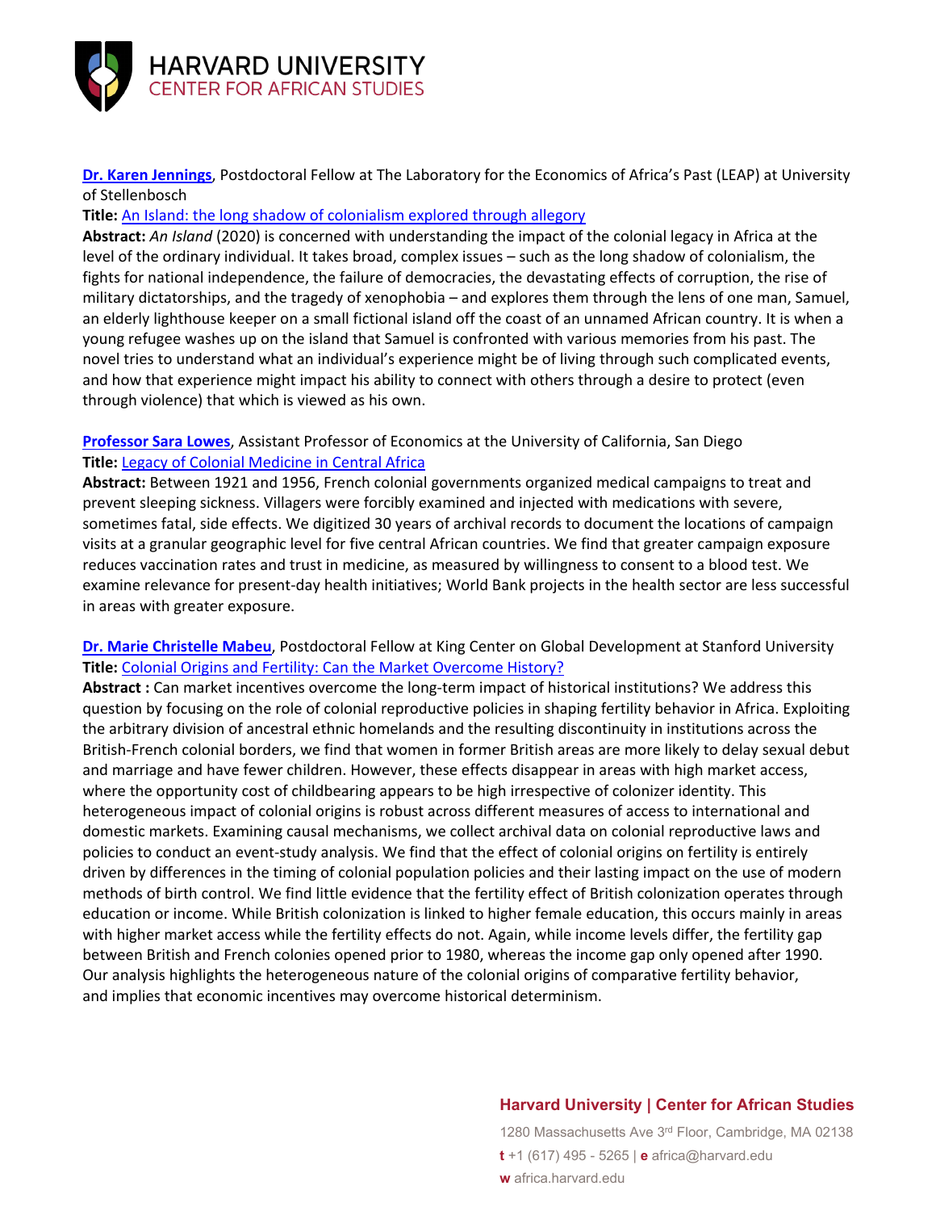**Dr. Karen Jennings**, Postdoctoral Fellow at The Laboratory for the Economics of Africa's Past (LEAP) at University of Stellenbosch

**Title:** An Island: the long shadow of colonialism explored through allegory

**Abstract:** *An Island* (2020) is concerned with understanding the impact of the colonial legacy in Africa at the level of the ordinary individual. It takes broad, complex issues – such as the long shadow of colonialism, the fights for national independence, the failure of democracies, the devastating effects of corruption, the rise of military dictatorships, and the tragedy of xenophobia – and explores them through the lens of one man, Samuel, an elderly lighthouse keeper on a small fictional island off the coast of an unnamed African country. It is when a young refugee washes up on the island that Samuel is confronted with various memories from his past. The novel tries to understand what an individual's experience might be of living through such complicated events, and how that experience might impact his ability to connect with others through a desire to protect (even through violence) that which is viewed as his own.

**Professor Sara Lowes**, Assistant Professor of Economics at the University of California, San Diego

**Title:** Legacy of Colonial Medicine in Central Africa

**Abstract:** Between 1921 and 1956, French colonial governments organized medical campaigns to treat and prevent sleeping sickness. Villagers were forcibly examined and injected with medications with severe, sometimes fatal, side effects. We digitized 30 years of archival records to document the locations of campaign visits at a granular geographic level for five central African countries. We find that greater campaign exposure reduces vaccination rates and trust in medicine, as measured by willingness to consent to a blood test. We examine relevance for present-day health initiatives; World Bank projects in the health sector are less successful in areas with greater exposure.

**Dr. Marie Christelle Mabeu**, Postdoctoral Fellow at King Center on Global Development at Stanford University

**Title:** Colonial Origins and Fertility: Can the Market Overcome History?

**Abstract :** Can market incentives overcome the long-term impact of historical institutions? We address this question by focusing on the role of colonial reproductive policies in shaping fertility behavior in Africa. Exploiting the arbitrary division of ancestral ethnic homelands and the resulting discontinuity in institutions across the British-French colonial borders, we find that women in former British areas are more likely to delay sexual debut and marriage and have fewer children. However, these effects disappear in areas with high market access, where the opportunity cost of childbearing appears to be high irrespective of colonizer identity. This heterogeneous impact of colonial origins is robust across different measures of access to international and domestic markets. Examining causal mechanisms, we collect archival data on colonial reproductive laws and policies to conduct an event-study analysis. We find that the effect of colonial origins on fertility is entirely driven by differences in the timing of colonial population policies and their lasting impact on the use of modern methods of birth control. We find little evidence that the fertility effect of British colonization operates through education or income. While British colonization is linked to higher female education, this occurs mainly in areas with higher market access while the fertility effects do not. Again, while income levels differ, the fertility gap between British and French colonies opened prior to 1980, whereas the income gap only opened after 1990. Our analysis highlights the heterogeneous nature of the colonial origins of comparative fertility behavior, and implies that economic incentives may overcome historical determinism.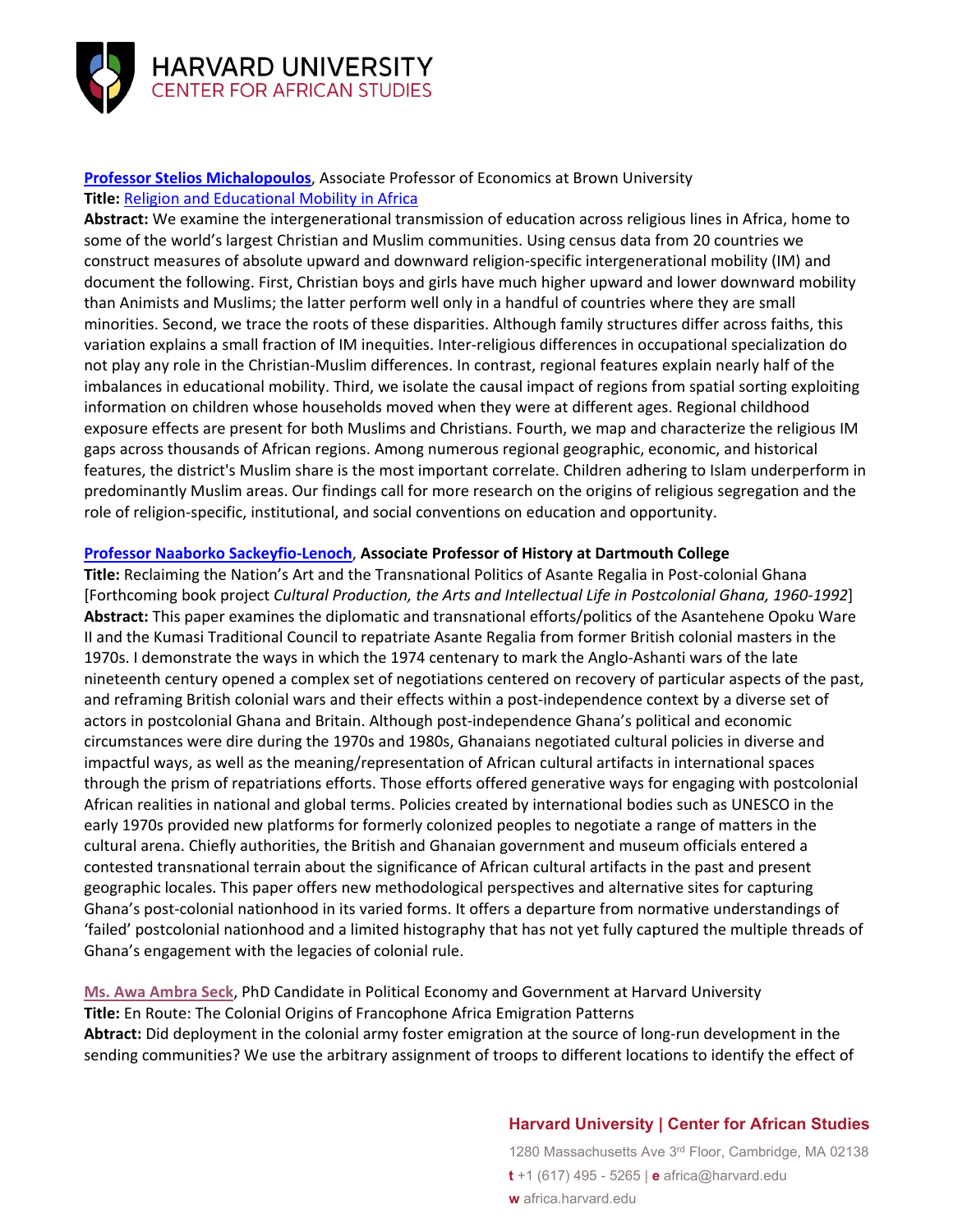**Professor Stelios Michalopoulos**, Associate Professor of Economics at Brown University

**Title:** Religion and Educational Mobility in Africa

**Abstract:** We examine the intergenerational transmission of education across religious lines in Africa, home to some of the world's largest Christian and Muslim communities. Using census data from 20 countries we construct measures of absolute upward and downward religion-specific intergenerational mobility (IM) and document the following. First, Christian boys and girls have much higher upward and lower downward mobility than Animists and Muslims; the latter perform well only in a handful of countries where they are small minorities. Second, we trace the roots of these disparities. Although family structures differ across faiths, this variation explains a small fraction of IM inequities. Inter-religious differences in occupational specialization do not play any role in the Christian-Muslim differences. In contrast, regional features explain nearly half of the imbalances in educational mobility. Third, we isolate the causal impact of regions from spatial sorting exploiting information on children whose households moved when they were at different ages. Regional childhood exposure effects are present for both Muslims and Christians. Fourth, we map and characterize the religious IM gaps across thousands of African regions. Among numerous regional geographic, economic, and historical features, the district's Muslim share is the most important correlate. Children adhering to Islam underperform in predominantly Muslim areas. Our findings call for more research on the origins of religious segregation and the role of religion-specific, institutional, and social conventions on education and opportunity.

**Professor Naaborko Sackeyfio-Lenoch, Associate Professor of History at Dartmouth College**

**Title:** Reclaiming the Nation's Art and the Transnational Politics of Asante Regalia in Post-colonial Ghana [Forthcoming book project *Cultural Production, the Arts and Intellectual Life in Postcolonial Ghana, 1960-1992*]

**Abstract:** This paper examines the diplomatic and transnational efforts/politics of the Asantehene Opoku Ware II and the Kumasi Traditional Council to repatriate Asante Regalia from former British colonial masters in the 1970s. I demonstrate the ways in which the 1974 centenary to mark the Anglo-Ashanti wars of the late nineteenth century opened a complex set of negotiations centered on recovery of particular aspects of the past, and reframing British colonial wars and their effects within a post-independence context by a diverse set of actors in postcolonial Ghana and Britain. Although post-independence Ghana's political and economic circumstances were dire during the 1970s and 1980s, Ghanaians negotiated cultural policies in diverse and impactful ways, as well as the meaning/representation of African cultural artifacts in international spaces through the prism of repatriations efforts. Those efforts offered generative ways for engaging with postcolonial African realities in national and global terms. Policies created by international bodies such as UNESCO in the early 1970s provided new platforms for formerly colonized peoples to negotiate a range of matters in the cultural arena. Chiefly authorities, the British and Ghanaian government and museum officials entered a contested transnational terrain about the significance of African cultural artifacts in the past and present geographic locales. This paper offers new methodological perspectives and alternative sites for capturing Ghana's post-colonial nationhood in its varied forms. It offers a departure from normative understandings of 'failed' postcolonial nationhood and a limited histography that has not yet fully captured the multiple threads of Ghana's engagement with the legacies of colonial rule.

**Ms. Awa Ambra Seck**, PhD Candidate in Political Economy and Government at Harvard University

**Title:** En Route: The Colonial Origins of Francophone Africa Emigration Patterns

**Abtract:** Did deployment in the colonial army foster emigration at the source of long-run development in the sending communities? We use the arbitrary assignment of troops to different locations to identify the effect of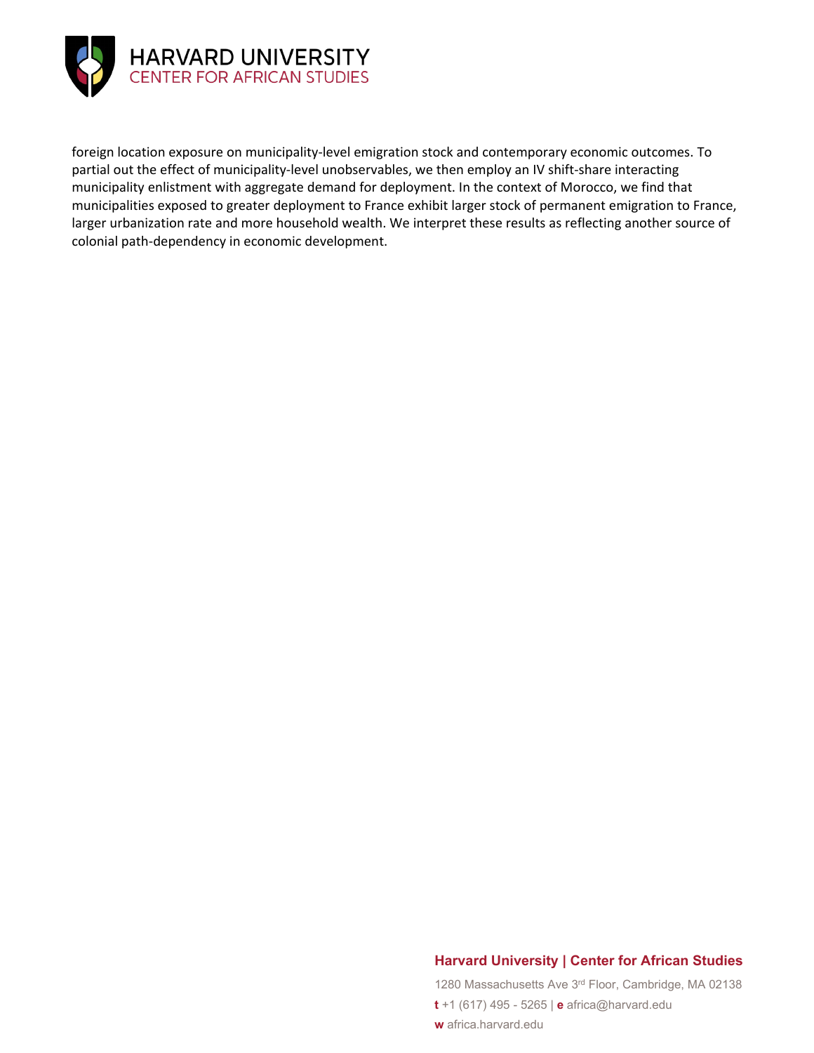foreign location exposure on municipality-level emigration stock and contemporary economic outcomes. To partial out the effect of municipality-level unobservables, we then employ an IV shift-share interacting municipality enlistment with aggregate demand for deployment. In the context of Morocco, we find that municipalities exposed to greater deployment to France exhibit larger stock of permanent emigration to France, larger urbanization rate and more household wealth. We interpret these results as reflecting another source of colonial path-dependency in economic development.